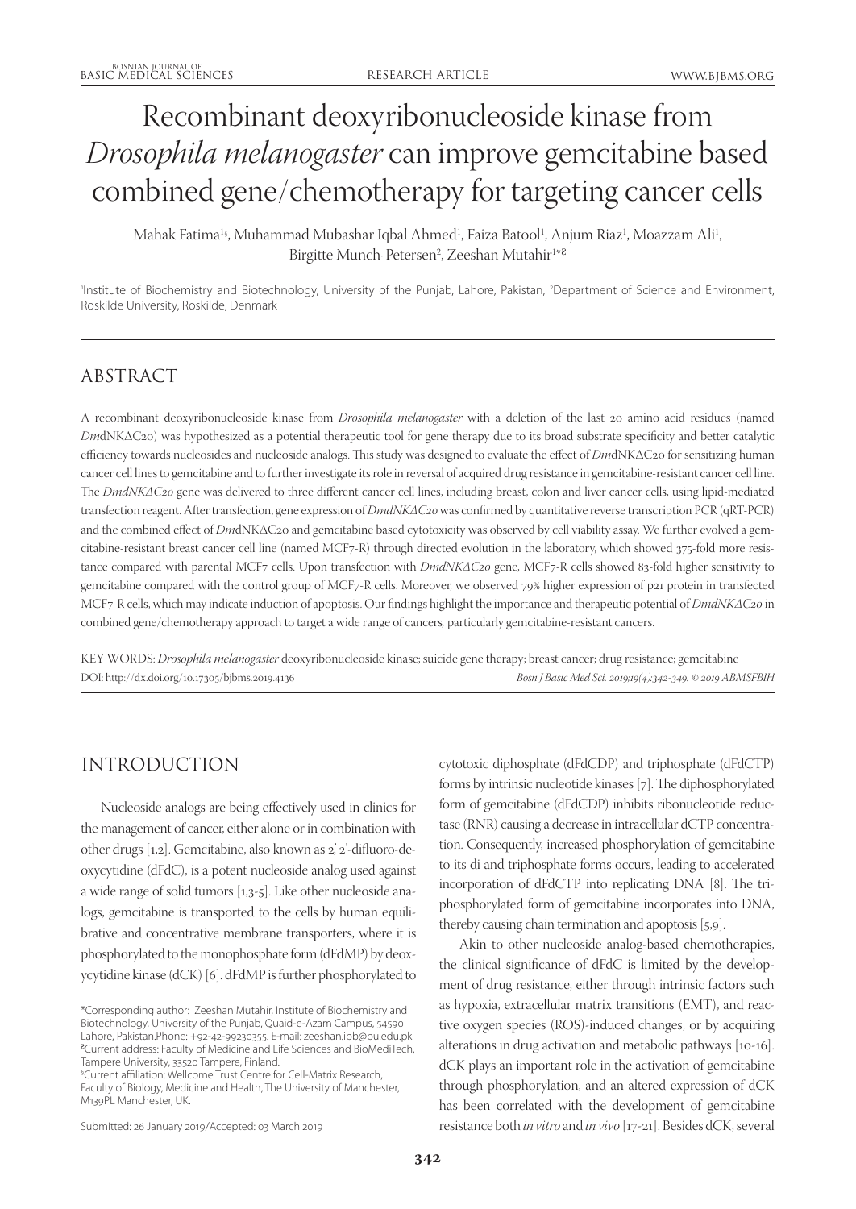# Recombinant deoxyribonucleoside kinase from *Drosophila melanogaster* can improve gemcitabine based combined gene/chemotherapy for targeting cancer cells

Mahak Fatima[1$], Muhammad Mubashar Iqbal Ahmed[1], Faiza Batool[1], Anjum Riaz[1], Moazzam Ali[1], Birgitte Munch-Petersen[2], Zeeshan Mutahir[1*#]

[1]Institute of Biochemistry and Biotechnology, University of the Punjab, Lahore, Pakistan, [2]Department of Science and Environment, Roskilde University, Roskilde, Denmark

## ABSTRACT

A recombinant deoxyribonucleoside kinase from *Drosophila melanogaster* with a deletion of the last 20 amino acid residues (named *Dm*dNKΔC20) was hypothesized as a potential therapeutic tool for gene therapy due to its broad substrate specificity and better catalytic efficiency towards nucleosides and nucleoside analogs. This study was designed to evaluate the effect of *Dm*dNKΔC20 for sensitizing human cancer cell lines to gemcitabine and to further investigate its role in reversal of acquired drug resistance in gemcitabine-resistant cancer cell line. The *DmdNKΔC20* gene was delivered to three different cancer cell lines, including breast, colon and liver cancer cells, using lipid-mediated transfection reagent. After transfection, gene expression of *DmdNKΔC20* was confirmed by quantitative reverse transcription PCR (qRT-PCR) and the combined effect of *Dm*dNKΔC20 and gemcitabine based cytotoxicity was observed by cell viability assay. We further evolved a gemcitabine-resistant breast cancer cell line (named MCF7-R) through directed evolution in the laboratory, which showed 375-fold more resistance compared with parental MCF7 cells. Upon transfection with *DmdNKΔC20* gene, MCF7-R cells showed 83-fold higher sensitivity to gemcitabine compared with the control group of MCF7-R cells. Moreover, we observed 79% higher expression of p21 protein in transfected MCF7-R cells, which may indicate induction of apoptosis. Our findings highlight the importance and therapeutic potential of *DmdNKΔC20* in combined gene/chemotherapy approach to target a wide range of cancers, particularly gemcitabine-resistant cancers.

KEY WORDS: *Drosophila melanogaster* deoxyribonucleoside kinase; suicide gene therapy; breast cancer; drug resistance; gemcitabine

DOI: http://dx.doi.org/10.17305/bjbms.2019.4136

## INTRODUCTION

Nucleoside analogs are being effectively used in clinics for the management of cancer, either alone or in combination with other drugs [1,2]. Gemcitabine, also known as 2,' 2'-difluoro-deoxycytidine (dFdC), is a potent nucleoside analog used against a wide range of solid tumors [1,3-5]. Like other nucleoside analogs, gemcitabine is transported to the cells by human equilibrative and concentrative membrane transporters, where it is phosphorylated to the monophosphate form (dFdMP) by deoxycytidine kinase (dCK) [6]. dFdMP is further phosphorylated to cytotoxic diphosphate (dFdCDP) and triphosphate (dFdCTP) forms by intrinsic nucleotide kinases [7]. The diphosphorylated form of gemcitabine (dFdCDP) inhibits ribonucleotide reductase (RNR) causing a decrease in intracellular dCTP concentration. Consequently, increased phosphorylation of gemcitabine to its di and triphosphate forms occurs, leading to accelerated incorporation of dFdCTP into replicating DNA [8]. The triphosphorylated form of gemcitabine incorporates into DNA, thereby causing chain termination and apoptosis [5,9].

Akin to other nucleoside analog-based chemotherapies, the clinical significance of dFdC is limited by the development of drug resistance, either through intrinsic factors such as hypoxia, extracellular matrix transitions (EMT), and reactive oxygen species (ROS)-induced changes, or by acquiring alterations in drug activation and metabolic pathways [10-16]. dCK plays an important role in the activation of gemcitabine through phosphorylation, and an altered expression of dCK has been correlated with the development of gemcitabine resistance both *in vitro* and *in vivo* [17-21]. Besides dCK, several

*Corresponding author: Zeeshan Mutahir, Institute of Biochemistry and Biotechnology, University of the Punjab, Quaid-e-Azam Campus, 54590 Lahore, Pakistan.Phone: +92-42-99230355. E-mail: zeeshan.ibb@pu.edu.pk
#Current address: Faculty of Medicine and Life Sciences and BioMediTech, Tampere University, 33520 Tampere, Finland.
$Current affiliation: Wellcome Trust Centre for Cell-Matrix Research, Faculty of Biology, Medicine and Health, The University of Manchester, M139PL Manchester, UK.

Submitted: 26 January 2019/Accepted: 03 March 2019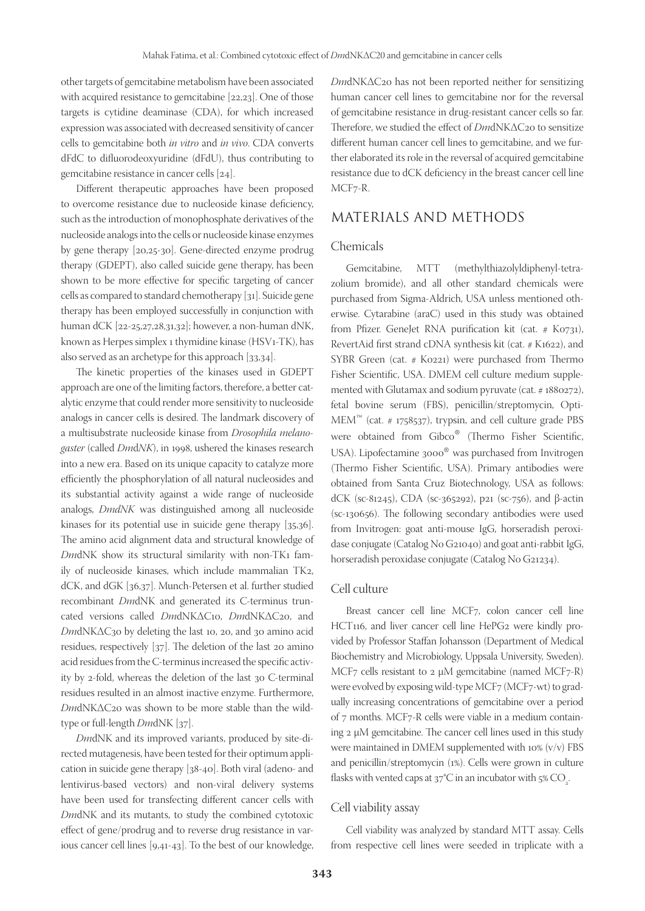other targets of gemcitabine metabolism have been associated with acquired resistance to gemcitabine [22,23]. One of those targets is cytidine deaminase (CDA), for which increased expression was associated with decreased sensitivity of cancer cells to gemcitabine both *in vitro* and *in vivo*. CDA converts dFdC to difluorodeoxyuridine (dFdU), thus contributing to gemcitabine resistance in cancer cells [24].

Different therapeutic approaches have been proposed to overcome resistance due to nucleoside kinase deficiency, such as the introduction of monophosphate derivatives of the nucleoside analogs into the cells or nucleoside kinase enzymes by gene therapy [20,25-30]. Gene-directed enzyme prodrug therapy (GDEPT), also called suicide gene therapy, has been shown to be more effective for specific targeting of cancer cells as compared to standard chemotherapy [31]. Suicide gene therapy has been employed successfully in conjunction with human dCK [22-25,27,28,31,32]; however, a non-human dNK, known as Herpes simplex 1 thymidine kinase (HSV1-TK), has also served as an archetype for this approach [33,34].

The kinetic properties of the kinases used in GDEPT approach are one of the limiting factors, therefore, a better catalytic enzyme that could render more sensitivity to nucleoside analogs in cancer cells is desired. The landmark discovery of a multisubstrate nucleoside kinase from *Drosophila melanogaster* (called *Dm*d*NK*), in 1998, ushered the kinases research into a new era. Based on its unique capacity to catalyze more efficiently the phosphorylation of all natural nucleosides and its substantial activity against a wide range of nucleoside analogs, *DmdNK* was distinguished among all nucleoside kinases for its potential use in suicide gene therapy [35,36]. The amino acid alignment data and structural knowledge of *Dm*dNK show its structural similarity with non-TK1 family of nucleoside kinases, which include mammalian TK2, dCK, and dGK [36,37]. Munch-Petersen et al. further studied recombinant *Dm*dNK and generated its C-terminus truncated versions called *Dm*dNKΔC10, *Dm*dNKΔC20, and *Dm*dNKΔC30 by deleting the last 10, 20, and 30 amino acid residues, respectively [37]. The deletion of the last 20 amino acid residues from the C-terminus increased the specific activity by 2-fold, whereas the deletion of the last 30 C-terminal residues resulted in an almost inactive enzyme. Furthermore, *Dm*dNKΔC20 was shown to be more stable than the wild-type or full-length *Dm*dNK [37].

*Dm*dNK and its improved variants, produced by site-directed mutagenesis, have been tested for their optimum application in suicide gene therapy [38-40]. Both viral (adeno- and lentivirus-based vectors) and non-viral delivery systems have been used for transfecting different cancer cells with *Dm*dNK and its mutants, to study the combined cytotoxic effect of gene/prodrug and to reverse drug resistance in various cancer cell lines [9,41-43]. To the best of our knowledge, *Dm*dNKΔC20 has not been reported neither for sensitizing human cancer cell lines to gemcitabine nor for the reversal of gemcitabine resistance in drug-resistant cancer cells so far. Therefore, we studied the effect of *Dm*dNKΔC20 to sensitize different human cancer cell lines to gemcitabine, and we further elaborated its role in the reversal of acquired gemcitabine resistance due to dCK deficiency in the breast cancer cell line MCF7-R.

## MATERIALS AND METHODS

### Chemicals

Gemcitabine, MTT (methylthiazolyldiphenyl-tetrazolium bromide), and all other standard chemicals were purchased from Sigma-Aldrich, USA unless mentioned otherwise. Cytarabine (araC) used in this study was obtained from Pfizer. GeneJet RNA purification kit (cat. # K0731), RevertAid first strand cDNA synthesis kit (cat. # K1622), and SYBR Green (cat. # K0221) were purchased from Thermo Fisher Scientific, USA. DMEM cell culture medium supplemented with Glutamax and sodium pyruvate (cat. # 1880272), fetal bovine serum (FBS), penicillin/streptomycin, Opti-MEM™ (cat. # 1758537), trypsin, and cell culture grade PBS were obtained from Gibco® (Thermo Fisher Scientific, USA). Lipofectamine 3000® was purchased from Invitrogen (Thermo Fisher Scientific, USA). Primary antibodies were obtained from Santa Cruz Biotechnology, USA as follows: dCK (sc-81245), CDA (sc-365292), p21 (sc-756), and β-actin (sc-130656). The following secondary antibodies were used from Invitrogen: goat anti-mouse IgG, horseradish peroxidase conjugate (Catalog No G21040) and goat anti-rabbit IgG, horseradish peroxidase conjugate (Catalog No G21234).

### Cell culture

Breast cancer cell line MCF7, colon cancer cell line HCT116, and liver cancer cell line HePG2 were kindly provided by Professor Staffan Johansson (Department of Medical Biochemistry and Microbiology, Uppsala University, Sweden). MCF7 cells resistant to 2 µM gemcitabine (named MCF7-R) were evolved by exposing wild-type MCF7 (MCF7-wt) to gradually increasing concentrations of gemcitabine over a period of 7 months. MCF7-R cells were viable in a medium containing 2 µM gemcitabine. The cancer cell lines used in this study were maintained in DMEM supplemented with 10% (v/v) FBS and penicillin/streptomycin (1%). Cells were grown in culture flasks with vented caps at 37°C in an incubator with 5% $CO_2$.

### Cell viability assay

Cell viability was analyzed by standard MTT assay. Cells from respective cell lines were seeded in triplicate with a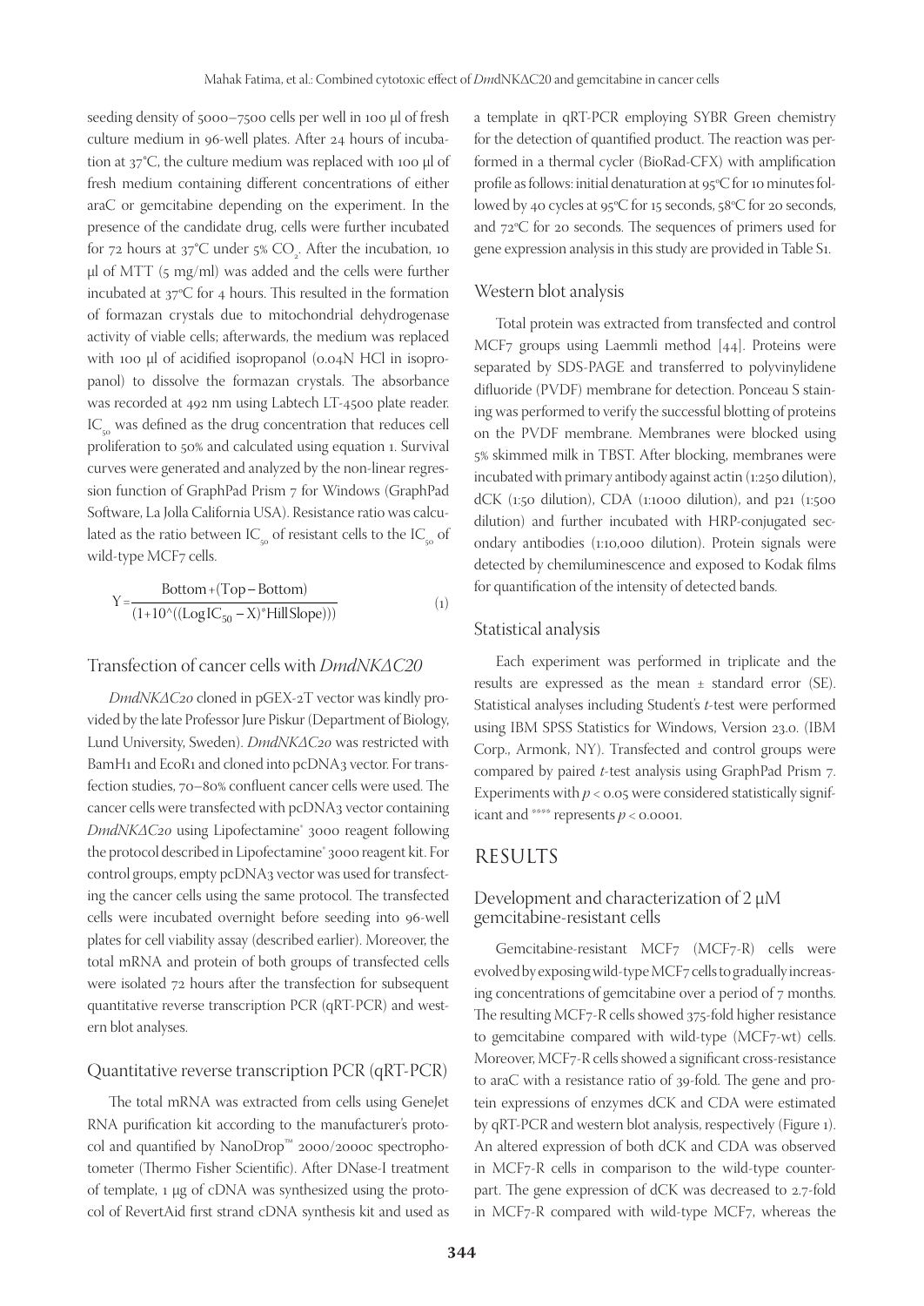seeding density of 5000–7500 cells per well in 100 µl of fresh culture medium in 96-well plates. After 24 hours of incubation at 37°C, the culture medium was replaced with 100 µl of fresh medium containing different concentrations of either araC or gemcitabine depending on the experiment. In the presence of the candidate drug, cells were further incubated for 72 hours at 37°C under 5% $CO_2$. After the incubation, 10 µl of MTT (5 mg/ml) was added and the cells were further incubated at 37°C for 4 hours. This resulted in the formation of formazan crystals due to mitochondrial dehydrogenase activity of viable cells; afterwards, the medium was replaced with 100 µl of acidified isopropanol (0.04N HCl in isopropanol) to dissolve the formazan crystals. The absorbance was recorded at 492 nm using Labtech LT-4500 plate reader. $IC_{50}$ was defined as the drug concentration that reduces cell proliferation to 50% and calculated using equation 1. Survival curves were generated and analyzed by the non-linear regression function of GraphPad Prism 7 for Windows (GraphPad Software, La Jolla California USA). Resistance ratio was calculated as the ratio between $IC_{50}$ of resistant cells to the $IC_{50}$ of wild-type MCF7 cells.

$$Y = \frac{\text{Bottom} + (\text{Top} - \text{Bottom})}{(1 + 10\hat{\ }((\text{Log}IC_{50} - X)^{*}\text{HillSlope}))} \quad (1)$$

## Transfection of cancer cells with *DmdNKΔC20*

*DmdNKΔC20* cloned in pGEX-2T vector was kindly provided by the late Professor Jure Piskur (Department of Biology, Lund University, Sweden). *DmdNKΔC20* was restricted with BamH1 and EcoR1 and cloned into pcDNA3 vector. For transfection studies, 70–80% confluent cancer cells were used. The cancer cells were transfected with pcDNA3 vector containing *DmdNKΔC20* using Lipofectamine® 3000 reagent following the protocol described in Lipofectamine® 3000 reagent kit. For control groups, empty pcDNA3 vector was used for transfecting the cancer cells using the same protocol. The transfected cells were incubated overnight before seeding into 96-well plates for cell viability assay (described earlier). Moreover, the total mRNA and protein of both groups of transfected cells were isolated 72 hours after the transfection for subsequent quantitative reverse transcription PCR (qRT-PCR) and western blot analyses.

## Quantitative reverse transcription PCR (qRT-PCR)

The total mRNA was extracted from cells using GeneJet RNA purification kit according to the manufacturer's protocol and quantified by NanoDrop™ 2000/2000c spectrophotometer (Thermo Fisher Scientific). After DNase-I treatment of template, 1 µg of cDNA was synthesized using the protocol of RevertAid first strand cDNA synthesis kit and used as a template in qRT-PCR employing SYBR Green chemistry for the detection of quantified product. The reaction was performed in a thermal cycler (BioRad-CFX) with amplification profile as follows: initial denaturation at 95°C for 10 minutes followed by 40 cycles at 95°C for 15 seconds, 58°C for 20 seconds, and 72°C for 20 seconds. The sequences of primers used for gene expression analysis in this study are provided in Table S1.

## Western blot analysis

Total protein was extracted from transfected and control MCF7 groups using Laemmli method [44]. Proteins were separated by SDS-PAGE and transferred to polyvinylidene difluoride (PVDF) membrane for detection. Ponceau S staining was performed to verify the successful blotting of proteins on the PVDF membrane. Membranes were blocked using 5% skimmed milk in TBST. After blocking, membranes were incubated with primary antibody against actin (1:250 dilution), dCK (1:50 dilution), CDA (1:1000 dilution), and p21 (1:500 dilution) and further incubated with HRP-conjugated secondary antibodies (1:10,000 dilution). Protein signals were detected by chemiluminescence and exposed to Kodak films for quantification of the intensity of detected bands.

## Statistical analysis

Each experiment was performed in triplicate and the results are expressed as the mean ± standard error (SE). Statistical analyses including Student's *t*-test were performed using IBM SPSS Statistics for Windows, Version 23.0. (IBM Corp., Armonk, NY). Transfected and control groups were compared by paired *t*-test analysis using GraphPad Prism 7. Experiments with $p < 0.05$ were considered statistically significant and \*\*\*\* represents $p < 0.0001$.

# RESULTS

## Development and characterization of 2 µM gemcitabine-resistant cells

Gemcitabine-resistant MCF7 (MCF7-R) cells were evolved by exposing wild-type MCF7 cells to gradually increasing concentrations of gemcitabine over a period of 7 months. The resulting MCF7-R cells showed 375-fold higher resistance to gemcitabine compared with wild-type (MCF7-wt) cells. Moreover, MCF7-R cells showed a significant cross-resistance to araC with a resistance ratio of 39-fold. The gene and protein expressions of enzymes dCK and CDA were estimated by qRT-PCR and western blot analysis, respectively (Figure 1). An altered expression of both dCK and CDA was observed in MCF7-R cells in comparison to the wild-type counterpart. The gene expression of dCK was decreased to 2.7-fold in MCF7-R compared with wild-type MCF7, whereas the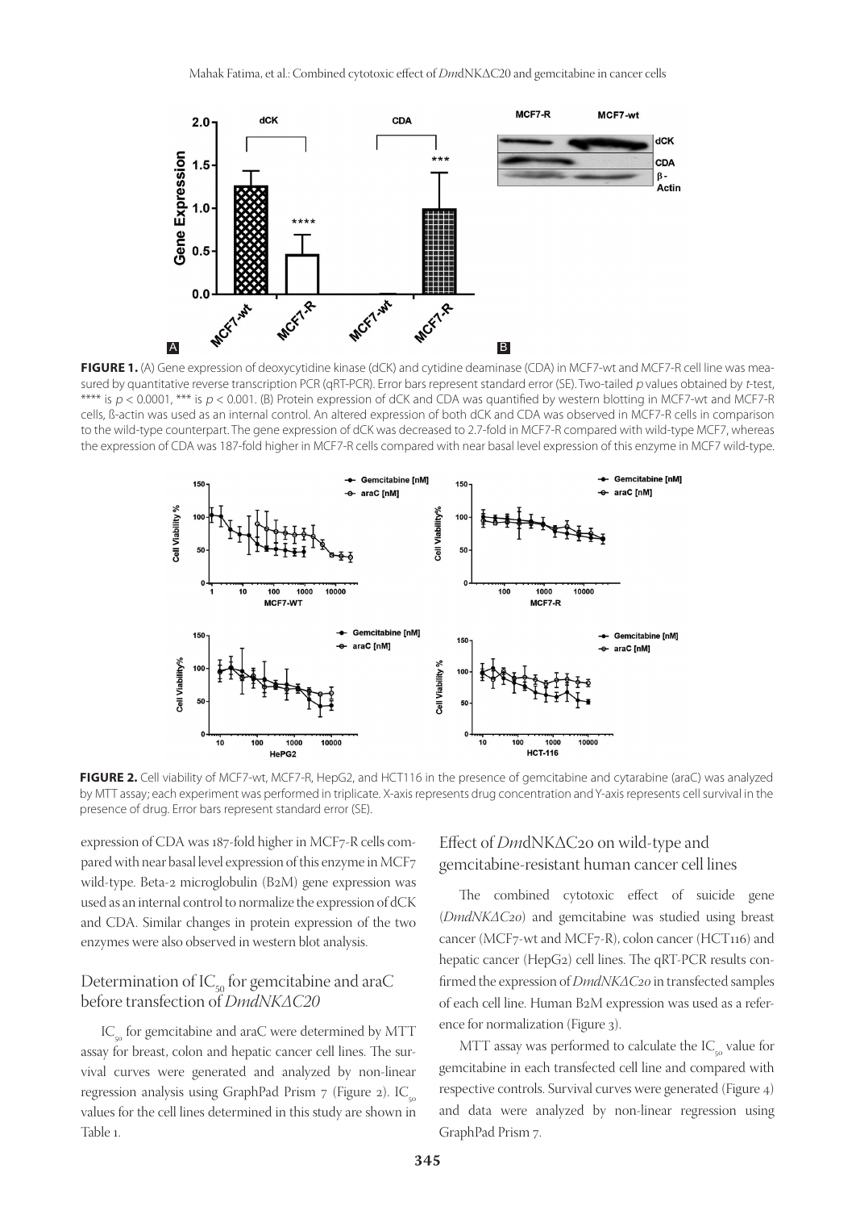**FIGURE 1.** (A) Gene expression of deoxycytidine kinase (dCK) and cytidine deaminase (CDA) in MCF7-wt and MCF7-R cell line was measured by quantitative reverse transcription PCR (qRT-PCR). Error bars represent standard error (SE). Two-tailed *p* values obtained by *t*-test, **** is $p < 0.0001$, *** is $p < 0.001$. (B) Protein expression of dCK and CDA was quantified by western blotting in MCF7-wt and MCF7-R cells, ß-actin was used as an internal control. An altered expression of both dCK and CDA was observed in MCF7-R cells in comparison to the wild-type counterpart. The gene expression of dCK was decreased to 2.7-fold in MCF7-R compared with wild-type MCF7, whereas the expression of CDA was 187-fold higher in MCF7-R cells compared with near basal level expression of this enzyme in MCF7 wild-type.

**FIGURE 2.** Cell viability of MCF7-wt, MCF7-R, HepG2, and HCT116 in the presence of gemcitabine and cytarabine (araC) was analyzed by MTT assay; each experiment was performed in triplicate. X-axis represents drug concentration and Y-axis represents cell survival in the presence of drug. Error bars represent standard error (SE).

expression of CDA was 187-fold higher in MCF7-R cells compared with near basal level expression of this enzyme in MCF7 wild-type. Beta-2 microglobulin (B2M) gene expression was used as an internal control to normalize the expression of dCK and CDA. Similar changes in protein expression of the two enzymes were also observed in western blot analysis.

## Determination of $IC_{50}$ for gemcitabine and araC before transfection of *DmdNKΔC20*

$IC_{50}$ for gemcitabine and araC were determined by MTT assay for breast, colon and hepatic cancer cell lines. The survival curves were generated and analyzed by non-linear regression analysis using GraphPad Prism 7 (Figure 2). $IC_{50}$ values for the cell lines determined in this study are shown in Table 1.

## Effect of *Dm*dNKΔC20 on wild-type and gemcitabine-resistant human cancer cell lines

The combined cytotoxic effect of suicide gene (*DmdNKΔC20*) and gemcitabine was studied using breast cancer (MCF7-wt and MCF7-R), colon cancer (HCT116) and hepatic cancer (HepG2) cell lines. The qRT-PCR results confirmed the expression of *DmdNKΔC20* in transfected samples of each cell line. Human B2M expression was used as a reference for normalization (Figure 3).

MTT assay was performed to calculate the $IC_{50}$ value for gemcitabine in each transfected cell line and compared with respective controls. Survival curves were generated (Figure 4) and data were analyzed by non-linear regression using GraphPad Prism 7.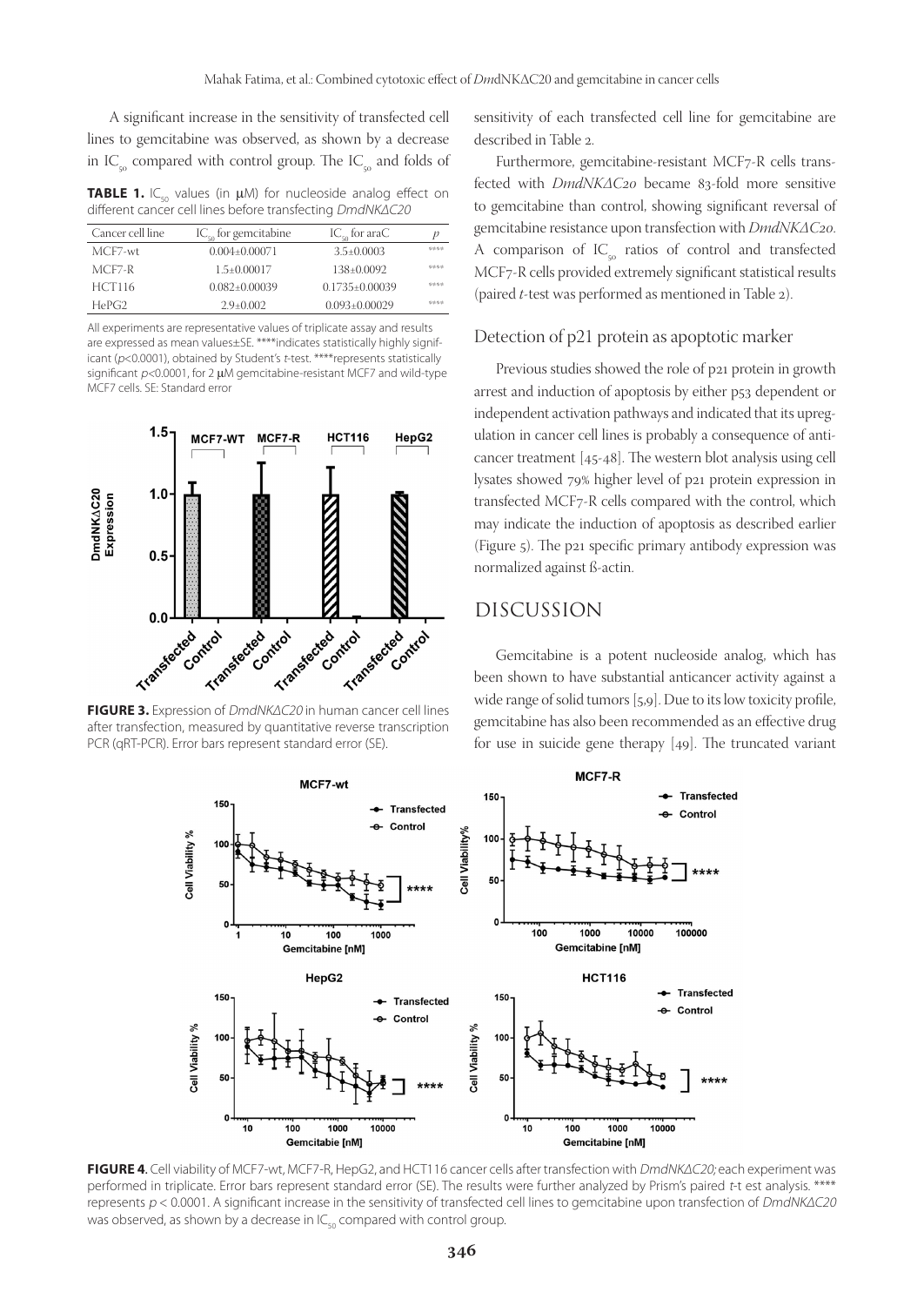A significant increase in the sensitivity of transfected cell lines to gemcitabine was observed, as shown by a decrease in $IC_{50}$ compared with control group. The $IC_{50}$ and folds of sensitivity of each transfected cell line for gemcitabine are described in Table 2.

**TABLE 1.** $IC_{50}$ values (in μM) for nucleoside analog effect on different cancer cell lines before transfecting *DmdNKΔC20*

| Cancer cell line | $IC_{50}$ for gemcitabine | $IC_{50}$ for araC | *p* |
|---|---|---|---|
| MCF7-wt | 0.004±0.00071 | 3.5±0.0003 | **** |
| MCF7-R | 1.5±0.00017 | 138±0.0092 | **** |
| HCT116 | 0.082±0.00039 | 0.1735±0.00039 | **** |
| HePG2 | 2.9±0.002 | 0.093±0.00029 | **** |

All experiments are representative values of triplicate assay and results are expressed as mean values±SE. ****indicates statistically highly significant ($p$<0.0001), obtained by Student's *t*-test. ****represents statistically significant $p$<0.0001, for 2 μM gemcitabine-resistant MCF7 and wild-type MCF7 cells. SE: Standard error

**FIGURE 3.** Expression of *DmdNKΔC20* in human cancer cell lines after transfection, measured by quantitative reverse transcription PCR (qRT-PCR). Error bars represent standard error (SE).

Furthermore, gemcitabine-resistant MCF7-R cells transfected with *DmdNKΔC20* became 83-fold more sensitive to gemcitabine than control, showing significant reversal of gemcitabine resistance upon transfection with *DmdNKΔC20*. A comparison of $IC_{50}$ ratios of control and transfected MCF7-R cells provided extremely significant statistical results (paired *t*-test was performed as mentioned in Table 2).

### Detection of p21 protein as apoptotic marker

Previous studies showed the role of p21 protein in growth arrest and induction of apoptosis by either p53 dependent or independent activation pathways and indicated that its upregulation in cancer cell lines is probably a consequence of anticancer treatment [45-48]. The western blot analysis using cell lysates showed 79% higher level of p21 protein expression in transfected MCF7-R cells compared with the control, which may indicate the induction of apoptosis as described earlier (Figure 5). The p21 specific primary antibody expression was normalized against ß-actin.

## DISCUSSION

Gemcitabine is a potent nucleoside analog, which has been shown to have substantial anticancer activity against a wide range of solid tumors [5,9]. Due to its low toxicity profile, gemcitabine has also been recommended as an effective drug for use in suicide gene therapy [49]. The truncated variant

**FIGURE 4.** Cell viability of MCF7-wt, MCF7-R, HepG2, and HCT116 cancer cells after transfection with *DmdNKΔC20;* each experiment was performed in triplicate. Error bars represent standard error (SE). The results were further analyzed by Prism's paired *t*-t est analysis. **** represents $p$ < 0.0001. A significant increase in the sensitivity of transfected cell lines to gemcitabine upon transfection of *DmdNKΔC20* was observed, as shown by a decrease in $IC_{50}$ compared with control group.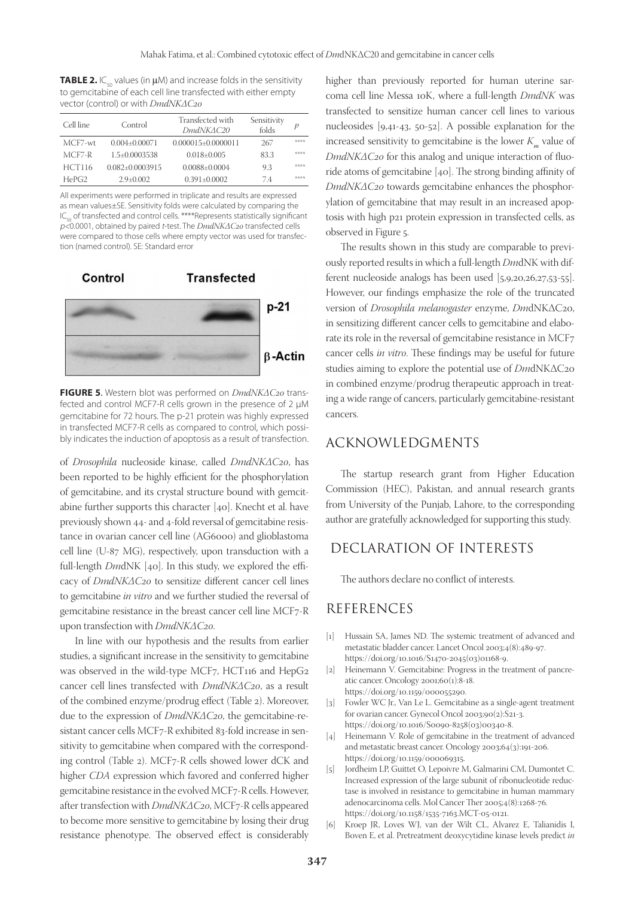**TABLE 2.** $IC_{50}$ values (in μM) and increase folds in the sensitivity to gemcitabine of each cell line transfected with either empty vector (control) or with *DmdNKΔC20*

| Cell line | Control | Transfected with *DmdNKΔC20* | Sensitivity folds | *p* |
|---|---|---|---|---|
| MCF7-wt | 0.004±0.00071 | 0.000015±0.0000011 | 267 | **** |
| MCF7-R | 1.5±0.0003538 | 0.018±0.005 | 83.3 | **** |
| HCT116 | 0.082±0.0003915 | 0.0088±0.0004 | 9.3 | **** |
| HePG2 | 2.9±0.002 | 0.391±0.0002 | 7.4 | **** |

All experiments were performed in triplicate and results are expressed as mean values±SE. Sensitivity folds were calculated by comparing the $IC_{50}$ of transfected and control cells. ****Represents statistically significant $p<0.0001$, obtained by paired *t*-test. The *DmdNKΔC20* transfected cells were compared to those cells where empty vector was used for transfection (named control). SE: Standard error

**FIGURE 5.** Western blot was performed on *DmdNKΔC20* transfected and control MCF7-R cells grown in the presence of 2 μM gemcitabine for 72 hours. The p-21 protein was highly expressed in transfected MCF7-R cells as compared to control, which possibly indicates the induction of apoptosis as a result of transfection.

of *Drosophila* nucleoside kinase, called *DmdNKΔC20*, has been reported to be highly efficient for the phosphorylation of gemcitabine, and its crystal structure bound with gemcitabine further supports this character [40]. Knecht et al. have previously shown 44- and 4-fold reversal of gemcitabine resistance in ovarian cancer cell line (AG6000) and glioblastoma cell line (U-87 MG), respectively, upon transduction with a full-length *Dm*dNK [40]. In this study, we explored the efficacy of *DmdNKΔC20* to sensitize different cancer cell lines to gemcitabine *in vitro* and we further studied the reversal of gemcitabine resistance in the breast cancer cell line MCF7-R upon transfection with *DmdNKΔC20*.

In line with our hypothesis and the results from earlier studies, a significant increase in the sensitivity to gemcitabine was observed in the wild-type MCF7, HCT116 and HepG2 cancer cell lines transfected with *DmdNKΔC20*, as a result of the combined enzyme/prodrug effect (Table 2). Moreover, due to the expression of *DmdNKΔC20*, the gemcitabine-resistant cancer cells MCF7-R exhibited 83-fold increase in sensitivity to gemcitabine when compared with the corresponding control (Table 2). MCF7-R cells showed lower dCK and higher *CDA* expression which favored and conferred higher gemcitabine resistance in the evolved MCF7-R cells. However, after transfection with *DmdNKΔC20*, MCF7-R cells appeared to become more sensitive to gemcitabine by losing their drug resistance phenotype. The observed effect is considerably higher than previously reported for human uterine sarcoma cell line Messa 10K, where a full-length *DmdNK* was transfected to sensitize human cancer cell lines to various nucleosides [9,41-43, 50-52]. A possible explanation for the increased sensitivity to gemcitabine is the lower $K_m$ value of *DmdNKΔC20* for this analog and unique interaction of fluoride atoms of gemcitabine [40]. The strong binding affinity of *DmdNKΔC20* towards gemcitabine enhances the phosphorylation of gemcitabine that may result in an increased apoptosis with high p21 protein expression in transfected cells, as observed in Figure 5.

The results shown in this study are comparable to previously reported results in which a full-length *Dm*dNK with different nucleoside analogs has been used [5,9,20,26,27,53-55]. However, our findings emphasize the role of the truncated version of *Drosophila melanogaster* enzyme, *Dm*dNKΔC20, in sensitizing different cancer cells to gemcitabine and elaborate its role in the reversal of gemcitabine resistance in MCF7 cancer cells *in vitro*. These findings may be useful for future studies aiming to explore the potential use of *Dm*dNKΔC20 in combined enzyme/prodrug therapeutic approach in treating a wide range of cancers, particularly gemcitabine-resistant cancers.

## ACKNOWLEDGMENTS

The startup research grant from Higher Education Commission (HEC), Pakistan, and annual research grants from University of the Punjab, Lahore, to the corresponding author are gratefully acknowledged for supporting this study.

## DECLARATION OF INTERESTS

The authors declare no conflict of interests.

## REFERENCES

[1] Hussain SA, James ND. The systemic treatment of advanced and metastatic bladder cancer. Lancet Oncol 2003;4(8):489-97. https://doi.org/10.1016/S1470-2045(03)01168-9.

[2] Heinemann V. Gemcitabine: Progress in the treatment of pancreatic cancer. Oncology 2001;60(1):8-18. https://doi.org/10.1159/000055290.

[3] Fowler WC Jr., Van Le L. Gemcitabine as a single-agent treatment for ovarian cancer. Gynecol Oncol 2003;90(2):S21-3. https://doi.org/10.1016/S0090-8258(03)00340-8.

[4] Heinemann V. Role of gemcitabine in the treatment of advanced and metastatic breast cancer. Oncology 2003;64(3):191-206. https://doi.org/10.1159/000069315.

[5] Jordheim LP, Guittet O, Lepoivre M, Galmarini CM, Dumontet C. Increased expression of the large subunit of ribonucleotide reductase is involved in resistance to gemcitabine in human mammary adenocarcinoma cells. Mol Cancer Ther 2005;4(8):1268-76. https://doi.org/10.1158/1535-7163.MCT-05-0121.

[6] Kroep JR, Loves WJ, van der Wilt CL, Alvarez E, Talianidis I, Boven E, et al. Pretreatment deoxycytidine kinase levels predict *in*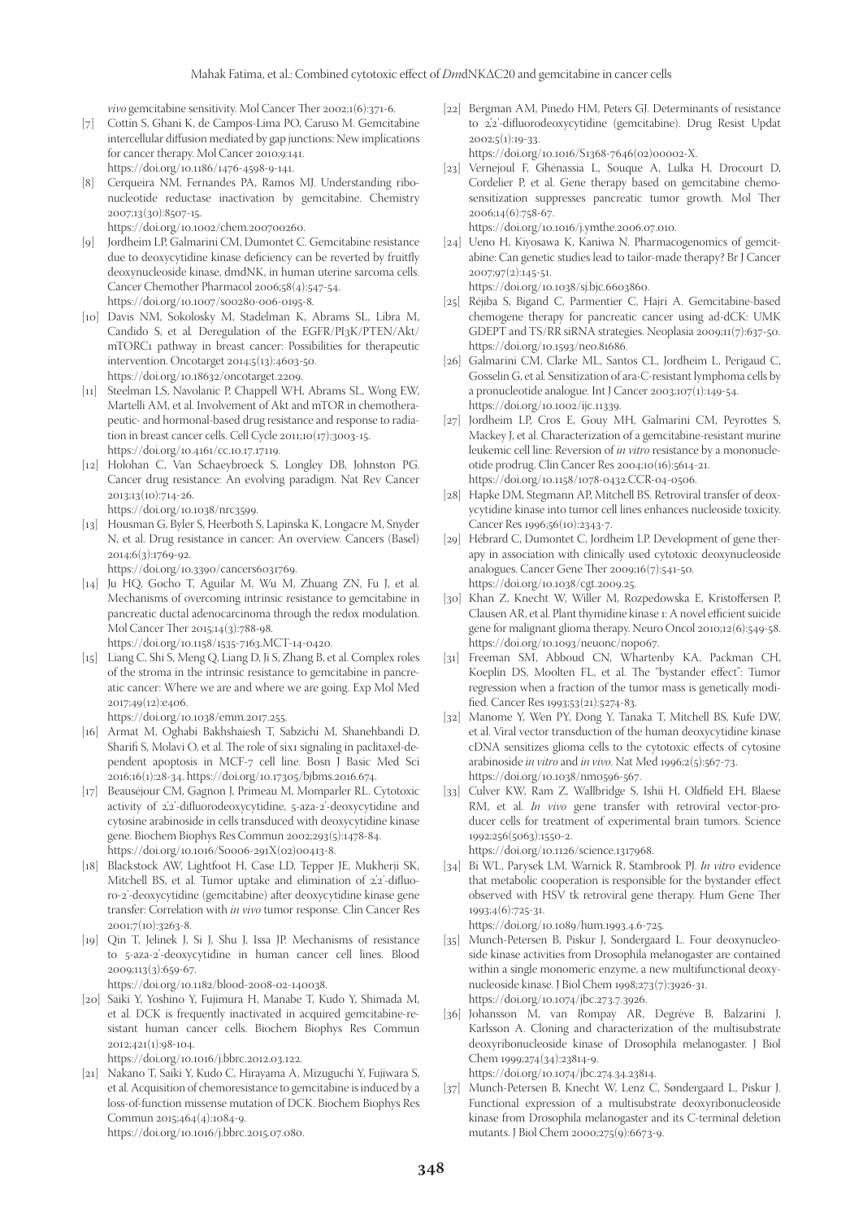*vivo* gemcitabine sensitivity. Mol Cancer Ther 2002;1(6):371-6.

[7] Cottin S, Ghani K, de Campos-Lima PO, Caruso M. Gemcitabine intercellular diffusion mediated by gap junctions: New implications for cancer therapy. Mol Cancer 2010;9:141. https://doi.org/10.1186/1476-4598-9-141.

[8] Cerqueira NM, Fernandes PA, Ramos MJ. Understanding ribonucleotide reductase inactivation by gemcitabine. Chemistry 2007;13(30):8507-15. https://doi.org/10.1002/chem.200700260.

[9] Jordheim LP, Galmarini CM, Dumontet C. Gemcitabine resistance due to deoxycytidine kinase deficiency can be reverted by fruitfly deoxynucleoside kinase, dmdNK, in human uterine sarcoma cells. Cancer Chemother Pharmacol 2006;58(4):547-54. https://doi.org/10.1007/s00280-006-0195-8.

[10] Davis NM, Sokolosky M, Stadelman K, Abrams SL, Libra M, Candido S, et al. Deregulation of the EGFR/PI3K/PTEN/Akt/mTORC1 pathway in breast cancer: Possibilities for therapeutic intervention. Oncotarget 2014;5(13):4603-50. https://doi.org/10.18632/oncotarget.2209.

[11] Steelman LS, Navolanic P, Chappell WH, Abrams SL, Wong EW, Martelli AM, et al. Involvement of Akt and mTOR in chemotherapeutic- and hormonal-based drug resistance and response to radiation in breast cancer cells. Cell Cycle 2011;10(17):3003-15. https://doi.org/10.4161/cc.10.17.17119.

[12] Holohan C, Van Schaeybroeck S, Longley DB, Johnston PG. Cancer drug resistance: An evolving paradigm. Nat Rev Cancer 2013;13(10):714-26. https://doi.org/10.1038/nrc3599.

[13] Housman G, Byler S, Heerboth S, Lapinska K, Longacre M, Snyder N, et al. Drug resistance in cancer: An overview. Cancers (Basel) 2014;6(3):1769-92. https://doi.org/10.3390/cancers6031769.

[14] Ju HQ, Gocho T, Aguilar M, Wu M, Zhuang ZN, Fu J, et al. Mechanisms of overcoming intrinsic resistance to gemcitabine in pancreatic ductal adenocarcinoma through the redox modulation. Mol Cancer Ther 2015;14(3):788-98. https://doi.org/10.1158/1535-7163.MCT-14-0420.

[15] Liang C, Shi S, Meng Q, Liang D, Ji S, Zhang B, et al. Complex roles of the stroma in the intrinsic resistance to gemcitabine in pancreatic cancer: Where we are and where we are going. Exp Mol Med 2017;49(12):e406. https://doi.org/10.1038/emm.2017.255.

[16] Armat M, Oghabi Bakhshaiesh T, Sabzichi M, Shanehbandi D, Sharifi S, Molavi O, et al. The role of six1 signaling in paclitaxel-dependent apoptosis in MCF-7 cell line. Bosn J Basic Med Sci 2016;16(1):28-34. https://doi.org/10.17305/bjbms.2016.674.

[17] Beauséjour CM, Gagnon J, Primeau M, Momparler RL. Cytotoxic activity of 2',2'-difluorodeoxycytidine, 5-aza-2'-deoxycytidine and cytosine arabinoside in cells transduced with deoxycytidine kinase gene. Biochem Biophys Res Commun 2002;293(5):1478-84. https://doi.org/10.1016/S0006-291X(02)00413-8.

[18] Blackstock AW, Lightfoot H, Case LD, Tepper JE, Mukherji SK, Mitchell BS, et al. Tumor uptake and elimination of 2',2'-difluoro-2'-deoxycytidine (gemcitabine) after deoxycytidine kinase gene transfer: Correlation with *in vivo* tumor response. Clin Cancer Res 2001;7(10):3263-8.

[19] Qin T, Jelinek J, Si J, Shu J, Issa JP. Mechanisms of resistance to 5-aza-2'-deoxycytidine in human cancer cell lines. Blood 2009;113(3):659-67. https://doi.org/10.1182/blood-2008-02-140038.

[20] Saiki Y, Yoshino Y, Fujimura H, Manabe T, Kudo Y, Shimada M, et al. DCK is frequently inactivated in acquired gemcitabine-resistant human cancer cells. Biochem Biophys Res Commun 2012;421(1):98-104. https://doi.org/10.1016/j.bbrc.2012.03.122.

[21] Nakano T, Saiki Y, Kudo C, Hirayama A, Mizuguchi Y, Fujiwara S, et al. Acquisition of chemoresistance to gemcitabine is induced by a loss-of-function missense mutation of DCK. Biochem Biophys Res Commun 2015;464(4):1084-9. https://doi.org/10.1016/j.bbrc.2015.07.080.

[22] Bergman AM, Pinedo HM, Peters GJ. Determinants of resistance to 2',2'-difluorodeoxycytidine (gemcitabine). Drug Resist Updat 2002;5(1):19-33. https://doi.org/10.1016/S1368-7646(02)00002-X.

[23] Vernejoul F, Ghénassia L, Souque A, Lulka H, Drocourt D, Cordelier P, et al. Gene therapy based on gemcitabine chemosensitization suppresses pancreatic tumor growth. Mol Ther 2006;14(6):758-67. https://doi.org/10.1016/j.ymthe.2006.07.010.

[24] Ueno H, Kiyosawa K, Kaniwa N. Pharmacogenomics of gemcitabine: Can genetic studies lead to tailor-made therapy? Br J Cancer 2007;97(2):145-51. https://doi.org/10.1038/sj.bjc.6603860.

[25] Réjiba S, Bigand C, Parmentier C, Hajri A. Gemcitabine-based chemogene therapy for pancreatic cancer using ad-dCK: UMK GDEPT and TS/RR siRNA strategies. Neoplasia 2009;11(7):637-50. https://doi.org/10.1593/neo.81686.

[26] Galmarini CM, Clarke ML, Santos CL, Jordheim L, Perigaud C, Gosselin G, et al. Sensitization of ara-C-resistant lymphoma cells by a pronucleotide analogue. Int J Cancer 2003;107(1):149-54. https://doi.org/10.1002/ijc.11339.

[27] Jordheim LP, Cros E, Gouy MH, Galmarini CM, Peyrottes S, Mackey J, et al. Characterization of a gemcitabine-resistant murine leukemic cell line: Reversion of *in vitro* resistance by a mononucleotide prodrug. Clin Cancer Res 2004;10(16):5614-21. https://doi.org/10.1158/1078-0432.CCR-04-0506.

[28] Hapke DM, Stegmann AP, Mitchell BS. Retroviral transfer of deoxycytidine kinase into tumor cell lines enhances nucleoside toxicity. Cancer Res 1996;56(10):2343-7.

[29] Hébrard C, Dumontet C, Jordheim LP. Development of gene therapy in association with clinically used cytotoxic deoxynucleoside analogues. Cancer Gene Ther 2009;16(7):541-50. https://doi.org/10.1038/cgt.2009.25.

[30] Khan Z, Knecht W, Willer M, Rozpedowska E, Kristoffersen P, Clausen AR, et al. Plant thymidine kinase 1: A novel efficient suicide gene for malignant glioma therapy. Neuro Oncol 2010;12(6):549-58. https://doi.org/10.1093/neuonc/nop067.

[31] Freeman SM, Abboud CN, Whartenby KA, Packman CH, Koeplin DS, Moolten FL, et al. The "bystander effect": Tumor regression when a fraction of the tumor mass is genetically modified. Cancer Res 1993;53(21):5274-83.

[32] Manome Y, Wen PY, Dong Y, Tanaka T, Mitchell BS, Kufe DW, et al. Viral vector transduction of the human deoxycytidine kinase cDNA sensitizes glioma cells to the cytotoxic effects of cytosine arabinoside *in vitro* and *in vivo*. Nat Med 1996;2(5):567-73. https://doi.org/10.1038/nm0596-567.

[33] Culver KW, Ram Z, Wallbridge S, Ishii H, Oldfield EH, Blaese RM, et al. *In vivo* gene transfer with retroviral vector-producer cells for treatment of experimental brain tumors. Science 1992;256(5063):1550-2. https://doi.org/10.1126/science.1317968.

[34] Bi WL, Parysek LM, Warnick R, Stambrook PJ. *In vitro* evidence that metabolic cooperation is responsible for the bystander effect observed with HSV tk retroviral gene therapy. Hum Gene Ther 1993;4(6):725-31. https://doi.org/10.1089/hum.1993.4.6-725.

[35] Munch-Petersen B, Piskur J, Sondergaard L. Four deoxynucleoside kinase activities from Drosophila melanogaster are contained within a single monomeric enzyme, a new multifunctional deoxynucleoside kinase. J Biol Chem 1998;273(7):3926-31. https://doi.org/10.1074/jbc.273.7.3926.

[36] Johansson M, van Rompay AR, Degrève B, Balzarini J, Karlsson A. Cloning and characterization of the multisubstrate deoxyribonucleoside kinase of Drosophila melanogaster. J Biol Chem 1999;274(34):23814-9. https://doi.org/10.1074/jbc.274.34.23814.

[37] Munch-Petersen B, Knecht W, Lenz C, Søndergaard L, Piskur J. Functional expression of a multisubstrate deoxyribonucleoside kinase from Drosophila melanogaster and its C-terminal deletion mutants. J Biol Chem 2000;275(9):6673-9.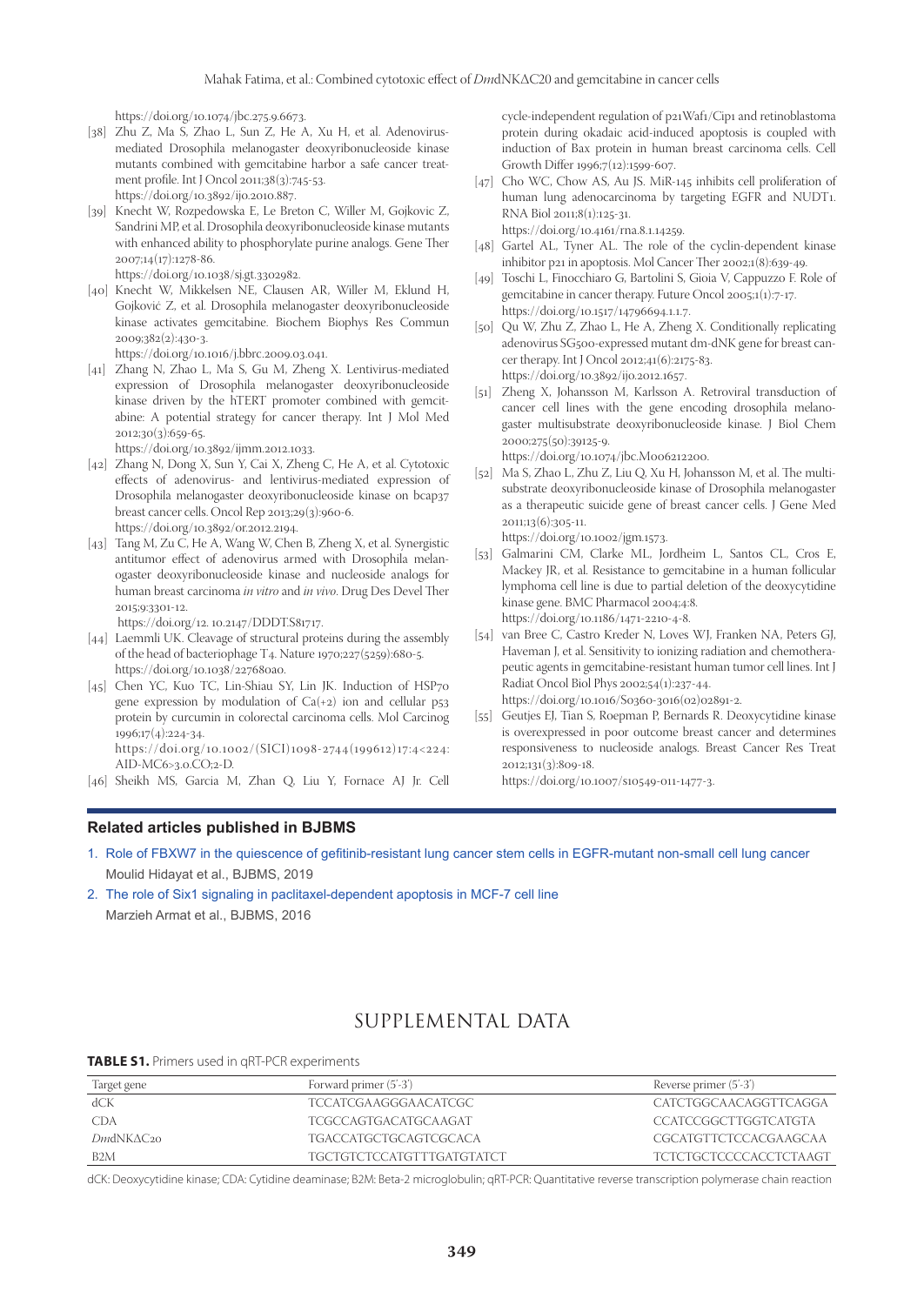https://doi.org/10.1074/jbc.275.9.6673.

[38] Zhu Z, Ma S, Zhao L, Sun Z, He A, Xu H, et al. Adenovirus-mediated Drosophila melanogaster deoxyribonucleoside kinase mutants combined with gemcitabine harbor a safe cancer treatment profile. Int J Oncol 2011;38(3):745-53. https://doi.org/10.3892/ijo.2010.887.

[39] Knecht W, Rozpedowska E, Le Breton C, Willer M, Gojkovic Z, Sandrini MP, et al. Drosophila deoxyribonucleoside kinase mutants with enhanced ability to phosphorylate purine analogs. Gene Ther 2007;14(17):1278-86. https://doi.org/10.1038/sj.gt.3302982.

[40] Knecht W, Mikkelsen NE, Clausen AR, Willer M, Eklund H, Gojković Z, et al. Drosophila melanogaster deoxyribonucleoside kinase activates gemcitabine. Biochem Biophys Res Commun 2009;382(2):430-3. https://doi.org/10.1016/j.bbrc.2009.03.041.

[41] Zhang N, Zhao L, Ma S, Gu M, Zheng X. Lentivirus-mediated expression of Drosophila melanogaster deoxyribonucleoside kinase driven by the hTERT promoter combined with gemcitabine: A potential strategy for cancer therapy. Int J Mol Med 2012;30(3):659-65. https://doi.org/10.3892/ijmm.2012.1033.

[42] Zhang N, Dong X, Sun Y, Cai X, Zheng C, He A, et al. Cytotoxic effects of adenovirus- and lentivirus-mediated expression of Drosophila melanogaster deoxyribonucleoside kinase on bcap37 breast cancer cells. Oncol Rep 2013;29(3):960-6. https://doi.org/10.3892/or.2012.2194.

[43] Tang M, Zu C, He A, Wang W, Chen B, Zheng X, et al. Synergistic antitumor effect of adenovirus armed with Drosophila melanogaster deoxyribonucleoside kinase and nucleoside analogs for human breast carcinoma *in vitro* and *in vivo*. Drug Des Devel Ther 2015;9:3301-12. https://doi.org/12. 10.2147/DDDT.S81717.

[44] Laemmli UK. Cleavage of structural proteins during the assembly of the head of bacteriophage T4. Nature 1970;227(5259):680-5. https://doi.org/10.1038/227680a0.

[45] Chen YC, Kuo TC, Lin-Shiau SY, Lin JK. Induction of HSP70 gene expression by modulation of Ca(+2) ion and cellular p53 protein by curcumin in colorectal carcinoma cells. Mol Carcinog 1996;17(4):224-34. https://doi.org/10.1002/(SICI)1098-2744(199612)17:4<224:AID-MC6>3.0.CO;2-D.

[46] Sheikh MS, Garcia M, Zhan Q, Liu Y, Fornace AJ Jr. Cell cycle-independent regulation of p21Waf1/Cip1 and retinoblastoma protein during okadaic acid-induced apoptosis is coupled with induction of Bax protein in human breast carcinoma cells. Cell Growth Differ 1996;7(12):1599-607.

[47] Cho WC, Chow AS, Au JS. MiR-145 inhibits cell proliferation of human lung adenocarcinoma by targeting EGFR and NUDT1. RNA Biol 2011;8(1):125-31. https://doi.org/10.4161/rna.8.1.14259.

[48] Gartel AL, Tyner AL. The role of the cyclin-dependent kinase inhibitor p21 in apoptosis. Mol Cancer Ther 2002;1(8):639-49.

[49] Toschi L, Finocchiaro G, Bartolini S, Gioia V, Cappuzzo F. Role of gemcitabine in cancer therapy. Future Oncol 2005;1(1):7-17. https://doi.org/10.1517/14796694.1.1.7.

[50] Qu W, Zhu Z, Zhao L, He A, Zheng X. Conditionally replicating adenovirus SG500-expressed mutant dm-dNK gene for breast cancer therapy. Int J Oncol 2012;41(6):2175-83. https://doi.org/10.3892/ijo.2012.1657.

[51] Zheng X, Johansson M, Karlsson A. Retroviral transduction of cancer cell lines with the gene encoding drosophila melanogaster multisubstrate deoxyribonucleoside kinase. J Biol Chem 2000;275(50):39125-9. https://doi.org/10.1074/jbc.M006212200.

[52] Ma S, Zhao L, Zhu Z, Liu Q, Xu H, Johansson M, et al. The multisubstrate deoxyribonucleoside kinase of Drosophila melanogaster as a therapeutic suicide gene of breast cancer cells. J Gene Med 2011;13(6):305-11. https://doi.org/10.1002/jgm.1573.

[53] Galmarini CM, Clarke ML, Jordheim L, Santos CL, Cros E, Mackey JR, et al. Resistance to gemcitabine in a human follicular lymphoma cell line is due to partial deletion of the deoxycytidine kinase gene. BMC Pharmacol 2004;4:8. https://doi.org/10.1186/1471-2210-4-8.

[54] van Bree C, Castro Kreder N, Loves WJ, Franken NA, Peters GJ, Haveman J, et al. Sensitivity to ionizing radiation and chemotherapeutic agents in gemcitabine-resistant human tumor cell lines. Int J Radiat Oncol Biol Phys 2002;54(1):237-44. https://doi.org/10.1016/S0360-3016(02)02891-2.

[55] Geutjes EJ, Tian S, Roepman P, Bernards R. Deoxycytidine kinase is overexpressed in poor outcome breast cancer and determines responsiveness to nucleoside analogs. Breast Cancer Res Treat 2012;131(3):809-18. https://doi.org/10.1007/s10549-011-1477-3.

## Related articles published in BJBMS

1. Role of FBXW7 in the quiescence of gefitinib-resistant lung cancer stem cells in EGFR-mutant non-small cell lung cancer
   Moulid Hidayat et al., BJBMS, 2019
2. The role of Six1 signaling in paclitaxel-dependent apoptosis in MCF-7 cell line
   Marzieh Armat et al., BJBMS, 2016

# SUPPLEMENTAL DATA

**TABLE S1.** Primers used in qRT-PCR experiments

| Target gene | Forward primer (5'-3') | Reverse primer (5'-3') |
|---|---|---|
| dCK | TCCATCGAAGGGAACATCGC | CATCTGGCAACAGGTTCAGGA |
| CDA | TCGCCAGTGACATGCAAGAT | CCATCCGGCTTGGTCATGTA |
| *Dm*dNKΔC20 | TGACCATGCTGCAGTCGCACA | CGCATGTTCTCCACGAAGCAA |
| B2M | TGCTGTCTCCATGTTTGATGTATCT | TCTCTGCTCCCCACCTCTAAGT |

dCK: Deoxycytidine kinase; CDA: Cytidine deaminase; B2M: Beta-2 microglobulin; qRT-PCR: Quantitative reverse transcription polymerase chain reaction